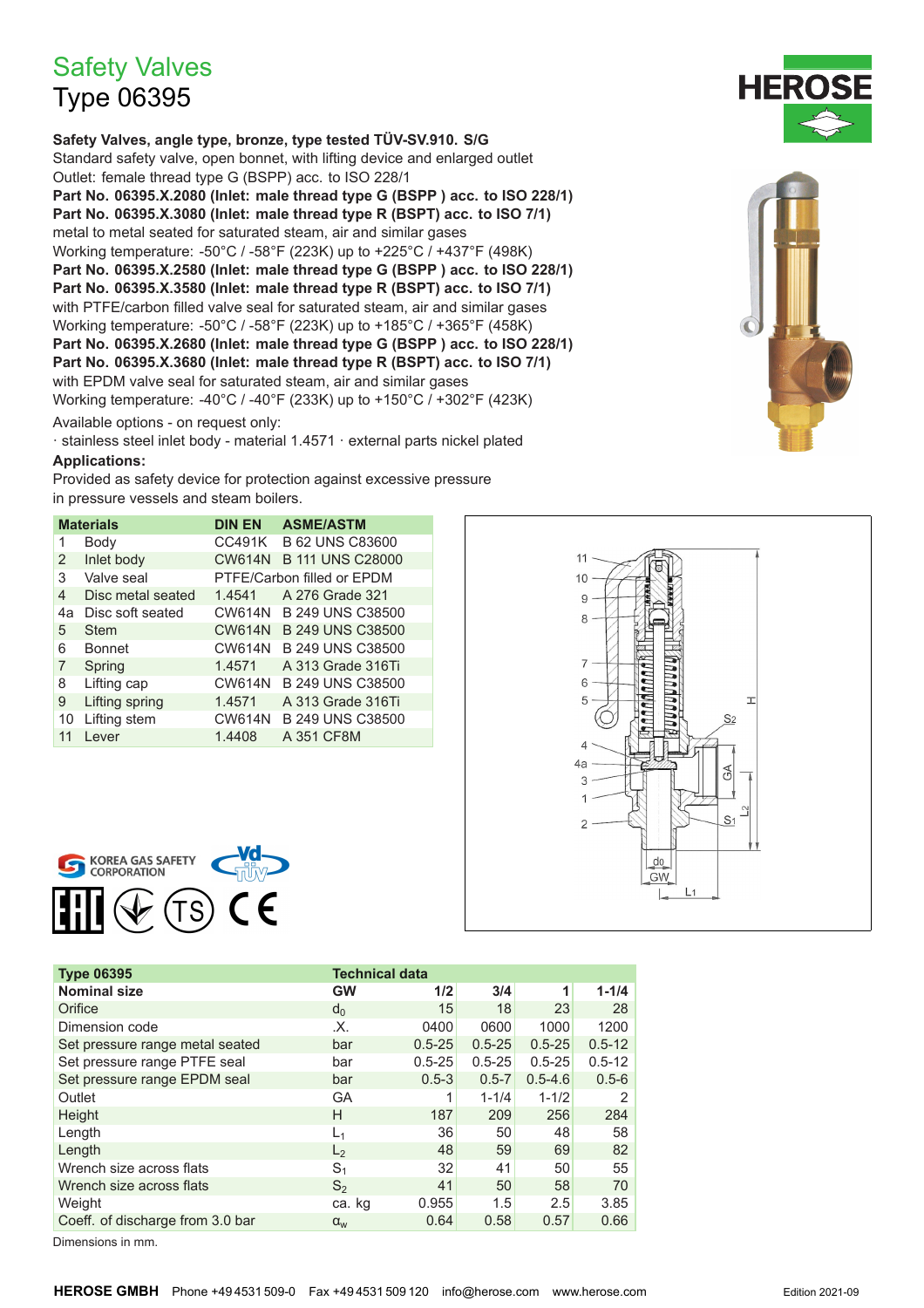# Safety Valves
## Type 06395

**Safety Valves, angle type, bronze, type tested TÜV-SV.910. S/G**
Standard safety valve, open bonnet, with lifting device and enlarged outlet
Outlet: female thread type G (BSPP) acc. to ISO 228/1
**Part No. 06395.X.2080 (Inlet: male thread type G (BSPP ) acc. to ISO 228/1)**
**Part No. 06395.X.3080 (Inlet: male thread type R (BSPT) acc. to ISO 7/1)**
metal to metal seated for saturated steam, air and similar gases
Working temperature: -50°C / -58°F (223K) up to +225°C / +437°F (498K)
**Part No. 06395.X.2580 (Inlet: male thread type G (BSPP ) acc. to ISO 228/1)**
**Part No. 06395.X.3580 (Inlet: male thread type R (BSPT) acc. to ISO 7/1)**
with PTFE/carbon filled valve seal for saturated steam, air and similar gases
Working temperature: -50°C / -58°F (223K) up to +185°C / +365°F (458K)
**Part No. 06395.X.2680 (Inlet: male thread type G (BSPP ) acc. to ISO 228/1)**
**Part No. 06395.X.3680 (Inlet: male thread type R (BSPT) acc. to ISO 7/1)**
with EPDM valve seal for saturated steam, air and similar gases
Working temperature: -40°C / -40°F (233K) up to +150°C / +302°F (423K)

Available options - on request only:
· stainless steel inlet body - material 1.4571 · external parts nickel plated

**Applications:**
Provided as safety device for protection against excessive pressure
in pressure vessels and steam boilers.

| | Materials | DIN EN | ASME/ASTM |
|---|---|---|---|
| 1 | Body | CC491K | B 62 UNS C83600 |
| 2 | Inlet body | CW614N | B 111 UNS C28000 |
| 3 | Valve seal | PTFE/Carbon filled or EPDM | |
| 4 | Disc metal seated | 1.4541 | A 276 Grade 321 |
| 4a | Disc soft seated | CW614N | B 249 UNS C38500 |
| 5 | Stem | CW614N | B 249 UNS C38500 |
| 6 | Bonnet | CW614N | B 249 UNS C38500 |
| 7 | Spring | 1.4571 | A 313 Grade 316Ti |
| 8 | Lifting cap | CW614N | B 249 UNS C38500 |
| 9 | Lifting spring | 1.4571 | A 313 Grade 316Ti |
| 10 | Lifting stem | CW614N | B 249 UNS C38500 |
| 11 | Lever | 1.4408 | A 351 CF8M |

| Type 06395 | Technical data | | | | |
|---|---|---|---|---|---|
| Nominal size | GW | 1/2 | 3/4 | 1 | 1-1/4 |
| Orifice | $d_0$ | 15 | 18 | 23 | 28 |
| Dimension code | .X. | 0400 | 0600 | 1000 | 1200 |
| Set pressure range metal seated | bar | 0.5-25 | 0.5-25 | 0.5-25 | 0.5-12 |
| Set pressure range PTFE seal | bar | 0.5-25 | 0.5-25 | 0.5-25 | 0.5-12 |
| Set pressure range EPDM seal | bar | 0.5-3 | 0.5-7 | 0.5-4.6 | 0.5-6 |
| Outlet | GA | 1 | 1-1/4 | 1-1/2 | 2 |
| Height | H | 187 | 209 | 256 | 284 |
| Length | $L_1$ | 36 | 50 | 48 | 58 |
| Length | $L_2$ | 48 | 59 | 69 | 82 |
| Wrench size across flats | $S_1$ | 32 | 41 | 50 | 55 |
| Wrench size across flats | $S_2$ | 41 | 50 | 58 | 70 |
| Weight | ca. kg | 0.955 | 1.5 | 2.5 | 3.85 |
| Coeff. of discharge from 3.0 bar | $\alpha_w$ | 0.64 | 0.58 | 0.57 | 0.66 |

Dimensions in mm.

**HEROSE GMBH** Phone +49 4531 509-0 Fax +49 4531 509 120 info@herose.com www.herose.com Edition 2021-09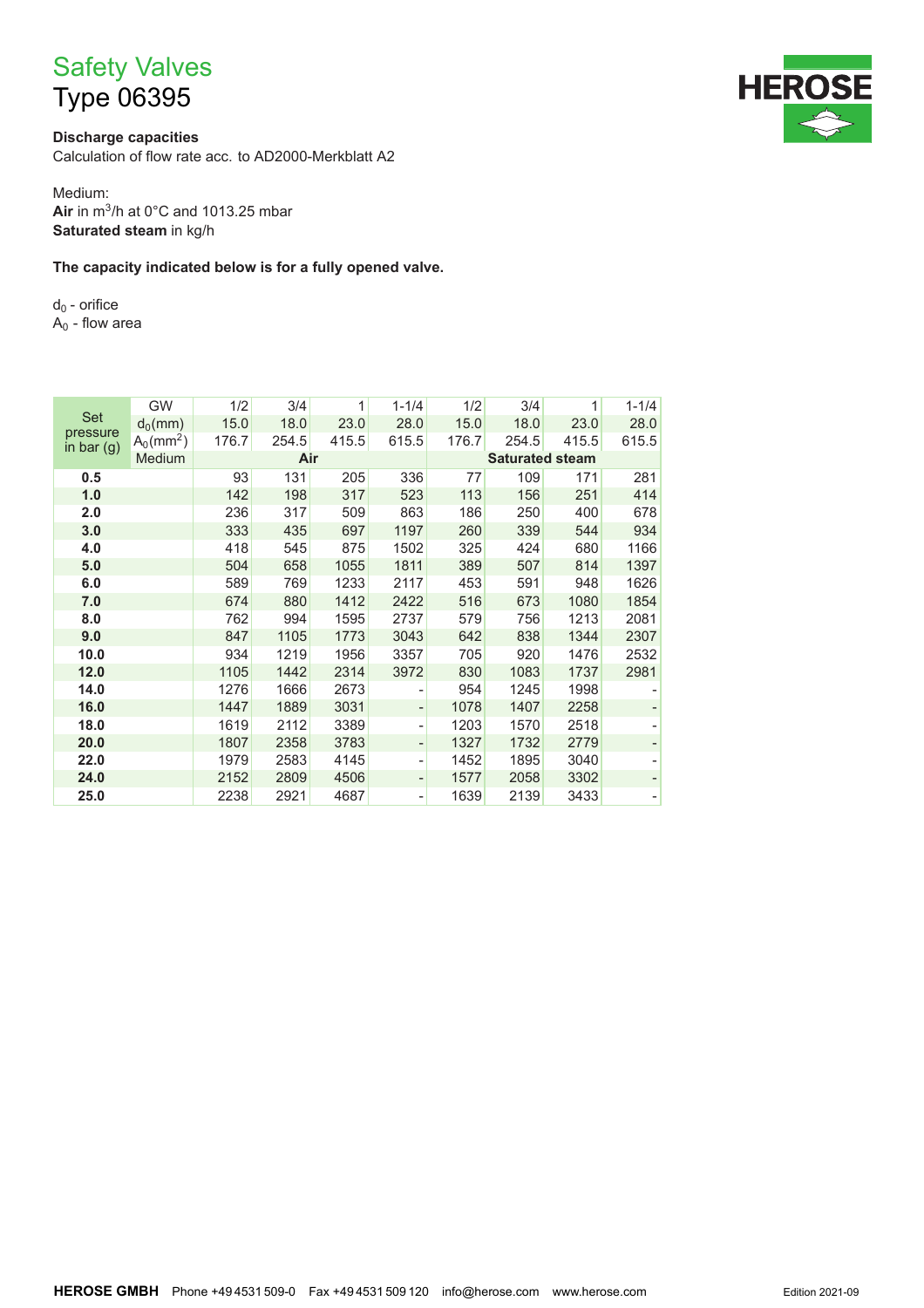# Safety Valves

# Type 06395

**Discharge capacities**
Calculation of flow rate acc. to AD2000-Merkblatt A2

Medium:
**Air** in $m^3$/h at 0°C and 1013.25 mbar
**Saturated steam** in kg/h

**The capacity indicated below is for a fully opened valve.**

$d_0$ - orifice
$A_0$ - flow area

| Set pressure in bar (g) | GW | 1/2 | 3/4 | 1 | 1-1/4 | 1/2 | 3/4 | 1 | 1-1/4 |
|---|---|---|---|---|---|---|---|---|---|
| | $d_0$(mm) | 15.0 | 18.0 | 23.0 | 28.0 | 15.0 | 18.0 | 23.0 | 28.0 |
| | $A_0$($mm^2$) | 176.7 | 254.5 | 415.5 | 615.5 | 176.7 | 254.5 | 415.5 | 615.5 |
| | Medium | **Air** | | | | **Saturated steam** | | | |
| **0.5** | | 93 | 131 | 205 | 336 | 77 | 109 | 171 | 281 |
| **1.0** | | 142 | 198 | 317 | 523 | 113 | 156 | 251 | 414 |
| **2.0** | | 236 | 317 | 509 | 863 | 186 | 250 | 400 | 678 |
| **3.0** | | 333 | 435 | 697 | 1197 | 260 | 339 | 544 | 934 |
| **4.0** | | 418 | 545 | 875 | 1502 | 325 | 424 | 680 | 1166 |
| **5.0** | | 504 | 658 | 1055 | 1811 | 389 | 507 | 814 | 1397 |
| **6.0** | | 589 | 769 | 1233 | 2117 | 453 | 591 | 948 | 1626 |
| **7.0** | | 674 | 880 | 1412 | 2422 | 516 | 673 | 1080 | 1854 |
| **8.0** | | 762 | 994 | 1595 | 2737 | 579 | 756 | 1213 | 2081 |
| **9.0** | | 847 | 1105 | 1773 | 3043 | 642 | 838 | 1344 | 2307 |
| **10.0** | | 934 | 1219 | 1956 | 3357 | 705 | 920 | 1476 | 2532 |
| **12.0** | | 1105 | 1442 | 2314 | 3972 | 830 | 1083 | 1737 | 2981 |
| **14.0** | | 1276 | 1666 | 2673 | - | 954 | 1245 | 1998 | - |
| **16.0** | | 1447 | 1889 | 3031 | - | 1078 | 1407 | 2258 | - |
| **18.0** | | 1619 | 2112 | 3389 | - | 1203 | 1570 | 2518 | - |
| **20.0** | | 1807 | 2358 | 3783 | - | 1327 | 1732 | 2779 | - |
| **22.0** | | 1979 | 2583 | 4145 | - | 1452 | 1895 | 3040 | - |
| **24.0** | | 2152 | 2809 | 4506 | - | 1577 | 2058 | 3302 | - |
| **25.0** | | 2238 | 2921 | 4687 | - | 1639 | 2139 | 3433 | - |